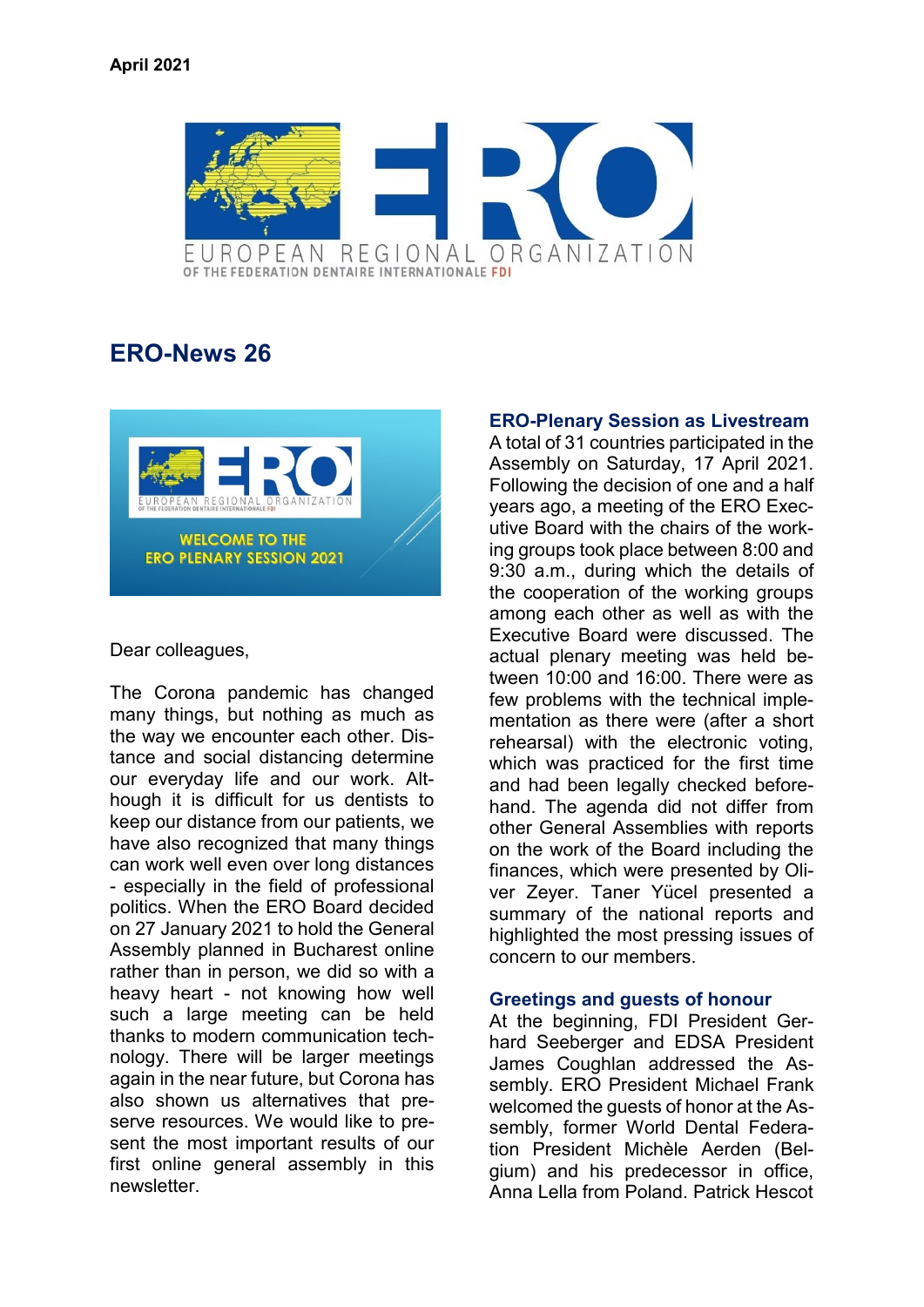April 2021

EUROPEAN REGIONAL ORGANIZATION
OF THE FEDERATION DENTAIRE INTERNATIONALE FDI

# ERO-News 26

WELCOME TO THE
ERO PLENARY SESSION 2021

Dear colleagues,

The Corona pandemic has changed many things, but nothing as much as the way we encounter each other. Distance and social distancing determine our everyday life and our work. Although it is difficult for us dentists to keep our distance from our patients, we have also recognized that many things can work well even over long distances - especially in the field of professional politics. When the ERO Board decided on 27 January 2021 to hold the General Assembly planned in Bucharest online rather than in person, we did so with a heavy heart - not knowing how well such a large meeting can be held thanks to modern communication technology. There will be larger meetings again in the near future, but Corona has also shown us alternatives that preserve resources. We would like to present the most important results of our first online general assembly in this newsletter.

## ERO-Plenary Session as Livestream

A total of 31 countries participated in the Assembly on Saturday, 17 April 2021. Following the decision of one and a half years ago, a meeting of the ERO Executive Board with the chairs of the working groups took place between 8:00 and 9:30 a.m., during which the details of the cooperation of the working groups among each other as well as with the Executive Board were discussed. The actual plenary meeting was held between 10:00 and 16:00. There were as few problems with the technical implementation as there were (after a short rehearsal) with the electronic voting, which was practiced for the first time and had been legally checked beforehand. The agenda did not differ from other General Assemblies with reports on the work of the Board including the finances, which were presented by Oliver Zeyer. Taner Yücel presented a summary of the national reports and highlighted the most pressing issues of concern to our members.

## Greetings and guests of honour

At the beginning, FDI President Gerhard Seeberger and EDSA President James Coughlan addressed the Assembly. ERO President Michael Frank welcomed the guests of honor at the Assembly, former World Dental Federation President Michèle Aerden (Belgium) and his predecessor in office, Anna Lella from Poland. Patrick Hescot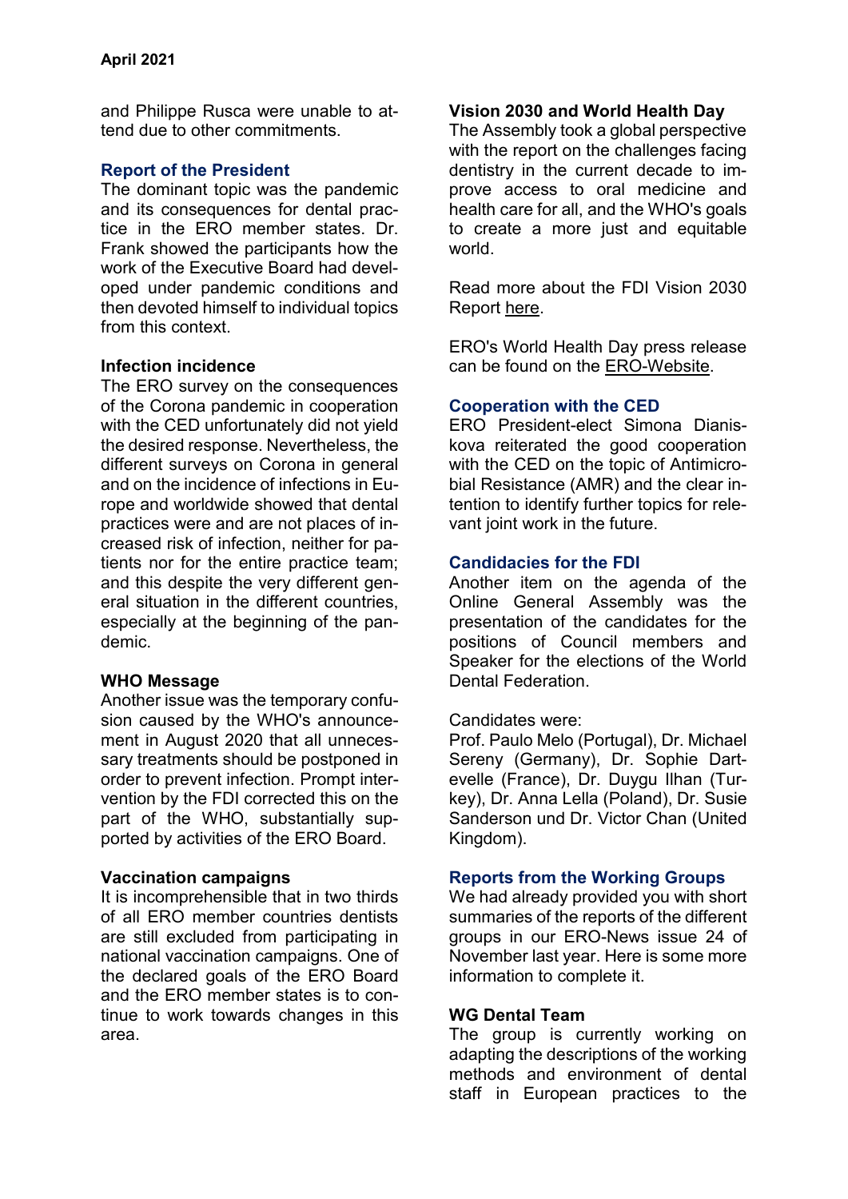and Philippe Rusca were unable to attend due to other commitments.

### Report of the President

The dominant topic was the pandemic and its consequences for dental practice in the ERO member states. Dr. Frank showed the participants how the work of the Executive Board had developed under pandemic conditions and then devoted himself to individual topics from this context.

**Infection incidence**

The ERO survey on the consequences of the Corona pandemic in cooperation with the CED unfortunately did not yield the desired response. Nevertheless, the different surveys on Corona in general and on the incidence of infections in Europe and worldwide showed that dental practices were and are not places of increased risk of infection, neither for patients nor for the entire practice team; and this despite the very different general situation in the different countries, especially at the beginning of the pandemic.

**WHO Message**

Another issue was the temporary confusion caused by the WHO's announcement in August 2020 that all unnecessary treatments should be postponed in order to prevent infection. Prompt intervention by the FDI corrected this on the part of the WHO, substantially supported by activities of the ERO Board.

**Vaccination campaigns**

It is incomprehensible that in two thirds of all ERO member countries dentists are still excluded from participating in national vaccination campaigns. One of the declared goals of the ERO Board and the ERO member states is to continue to work towards changes in this area.

**Vision 2030 and World Health Day**

The Assembly took a global perspective with the report on the challenges facing dentistry in the current decade to improve access to oral medicine and health care for all, and the WHO's goals to create a more just and equitable world.

Read more about the FDI Vision 2030 Report here.

ERO's World Health Day press release can be found on the ERO-Website.

### Cooperation with the CED

ERO President-elect Simona Dianiskova reiterated the good cooperation with the CED on the topic of Antimicrobial Resistance (AMR) and the clear intention to identify further topics for relevant joint work in the future.

### Candidacies for the FDI

Another item on the agenda of the Online General Assembly was the presentation of the candidates for the positions of Council members and Speaker for the elections of the World Dental Federation.

Candidates were:
Prof. Paulo Melo (Portugal), Dr. Michael Sereny (Germany), Dr. Sophie Dartevelle (France), Dr. Duygu Ilhan (Turkey), Dr. Anna Lella (Poland), Dr. Susie Sanderson und Dr. Victor Chan (United Kingdom).

### Reports from the Working Groups

We had already provided you with short summaries of the reports of the different groups in our ERO-News issue 24 of November last year. Here is some more information to complete it.

**WG Dental Team**

The group is currently working on adapting the descriptions of the working methods and environment of dental staff in European practices to the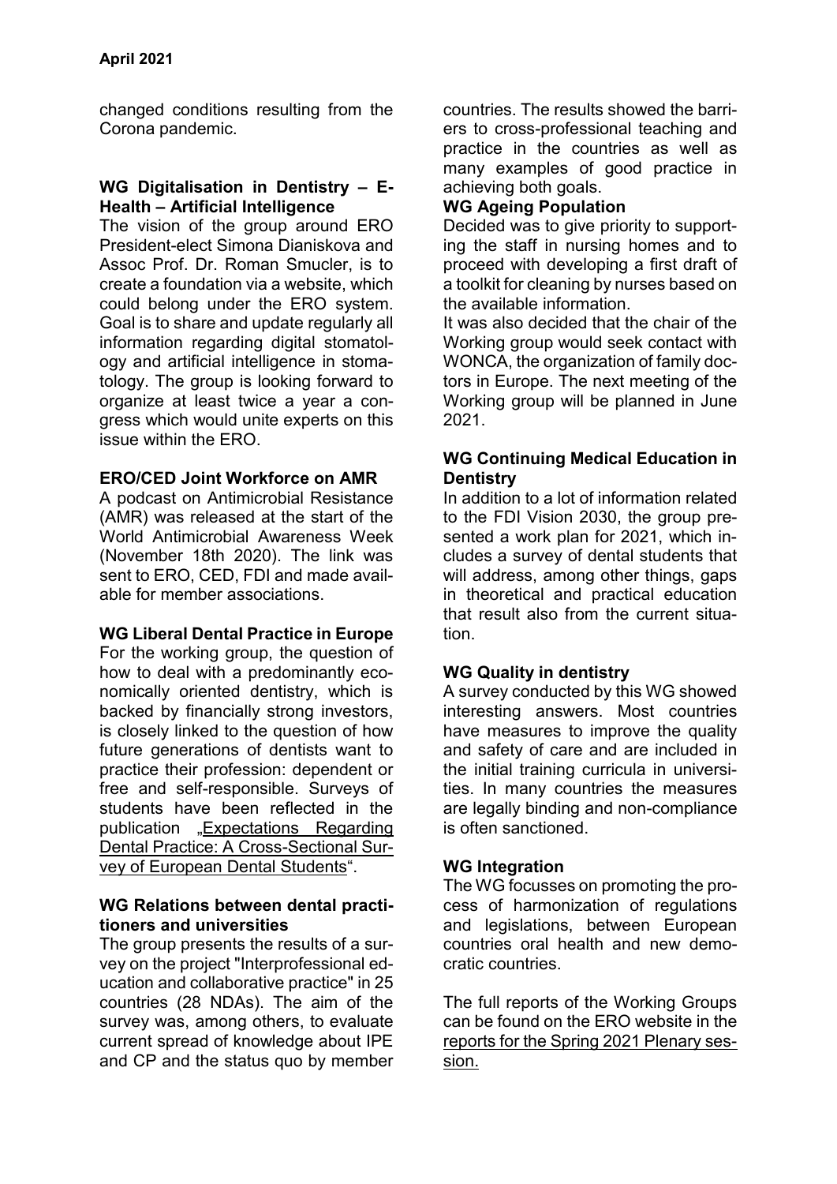changed conditions resulting from the Corona pandemic.

**WG Digitalisation in Dentistry – E-Health – Artificial Intelligence**

The vision of the group around ERO President-elect Simona Dianiskova and Assoc Prof. Dr. Roman Smucler, is to create a foundation via a website, which could belong under the ERO system. Goal is to share and update regularly all information regarding digital stomatology and artificial intelligence in stomatology. The group is looking forward to organize at least twice a year a congress which would unite experts on this issue within the ERO.

**ERO/CED Joint Workforce on AMR**

A podcast on Antimicrobial Resistance (AMR) was released at the start of the World Antimicrobial Awareness Week (November 18th 2020). The link was sent to ERO, CED, FDI and made available for member associations.

**WG Liberal Dental Practice in Europe**

For the working group, the question of how to deal with a predominantly economically oriented dentistry, which is backed by financially strong investors, is closely linked to the question of how future generations of dentists want to practice their profession: dependent or free and self-responsible. Surveys of students have been reflected in the publication „Expectations Regarding Dental Practice: A Cross-Sectional Survey of European Dental Students".

**WG Relations between dental practitioners and universities**

The group presents the results of a survey on the project "Interprofessional education and collaborative practice" in 25 countries (28 NDAs). The aim of the survey was, among others, to evaluate current spread of knowledge about IPE and CP and the status quo by member countries. The results showed the barriers to cross-professional teaching and practice in the countries as well as many examples of good practice in achieving both goals.

**WG Ageing Population**

Decided was to give priority to supporting the staff in nursing homes and to proceed with developing a first draft of a toolkit for cleaning by nurses based on the available information.

It was also decided that the chair of the Working group would seek contact with WONCA, the organization of family doctors in Europe. The next meeting of the Working group will be planned in June 2021.

**WG Continuing Medical Education in Dentistry**

In addition to a lot of information related to the FDI Vision 2030, the group presented a work plan for 2021, which includes a survey of dental students that will address, among other things, gaps in theoretical and practical education that result also from the current situation.

**WG Quality in dentistry**

A survey conducted by this WG showed interesting answers. Most countries have measures to improve the quality and safety of care and are included in the initial training curricula in universities. In many countries the measures are legally binding and non-compliance is often sanctioned.

**WG Integration**

The WG focusses on promoting the process of harmonization of regulations and legislations, between European countries oral health and new democratic countries.

The full reports of the Working Groups can be found on the ERO website in the reports for the Spring 2021 Plenary session.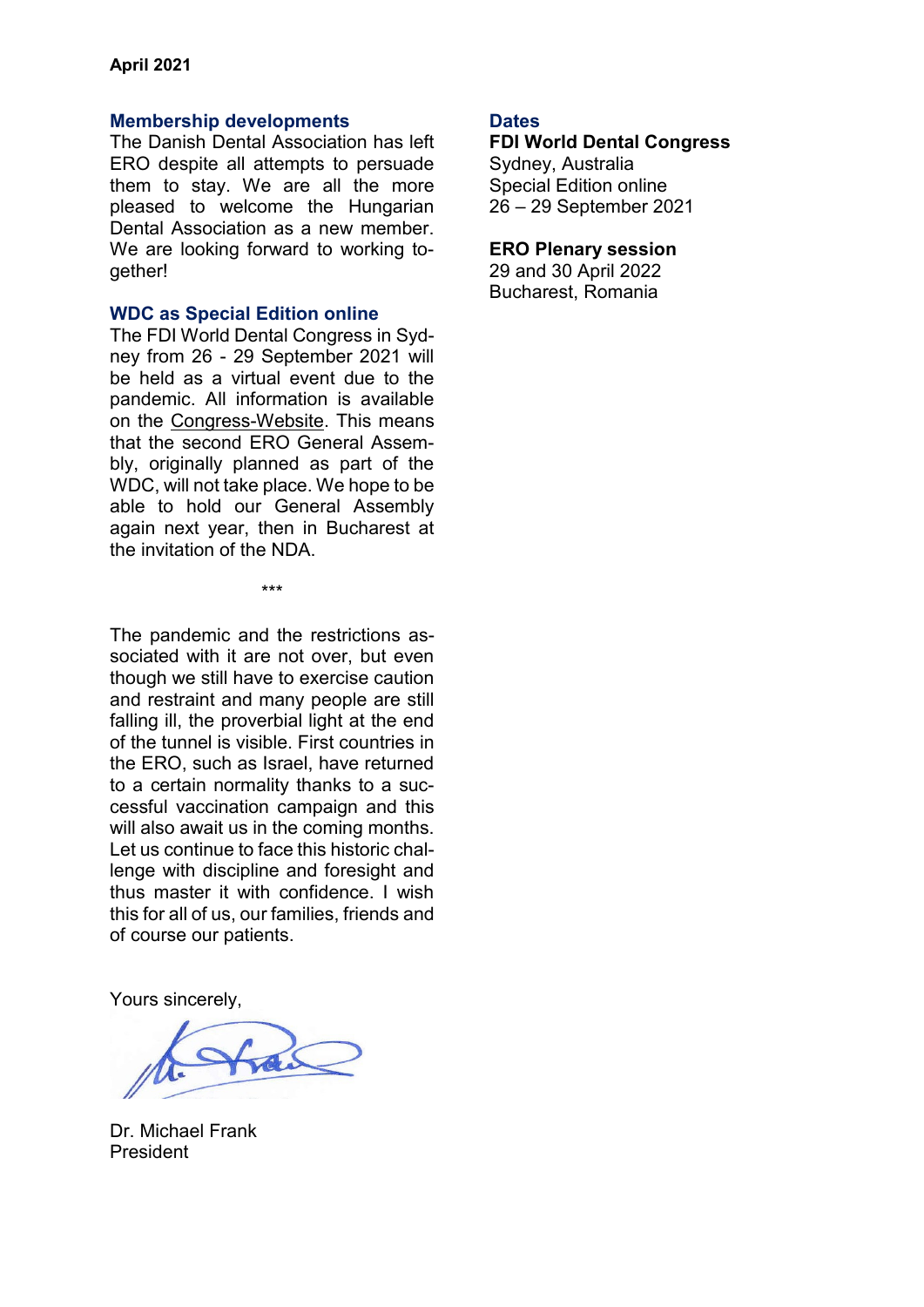**April 2021**

### Membership developments

The Danish Dental Association has left ERO despite all attempts to persuade them to stay. We are all the more pleased to welcome the Hungarian Dental Association as a new member. We are looking forward to working together!

### WDC as Special Edition online

The FDI World Dental Congress in Sydney from 26 - 29 September 2021 will be held as a virtual event due to the pandemic. All information is available on the Congress-Website. This means that the second ERO General Assembly, originally planned as part of the WDC, will not take place. We hope to be able to hold our General Assembly again next year, then in Bucharest at the invitation of the NDA.

\*\*\*

The pandemic and the restrictions associated with it are not over, but even though we still have to exercise caution and restraint and many people are still falling ill, the proverbial light at the end of the tunnel is visible. First countries in the ERO, such as Israel, have returned to a certain normality thanks to a successful vaccination campaign and this will also await us in the coming months. Let us continue to face this historic challenge with discipline and foresight and thus master it with confidence. I wish this for all of us, our families, friends and of course our patients.

Yours sincerely,

Dr. Michael Frank
President

### Dates

**FDI World Dental Congress**
Sydney, Australia
Special Edition online
26 – 29 September 2021

**ERO Plenary session**
29 and 30 April 2022
Bucharest, Romania